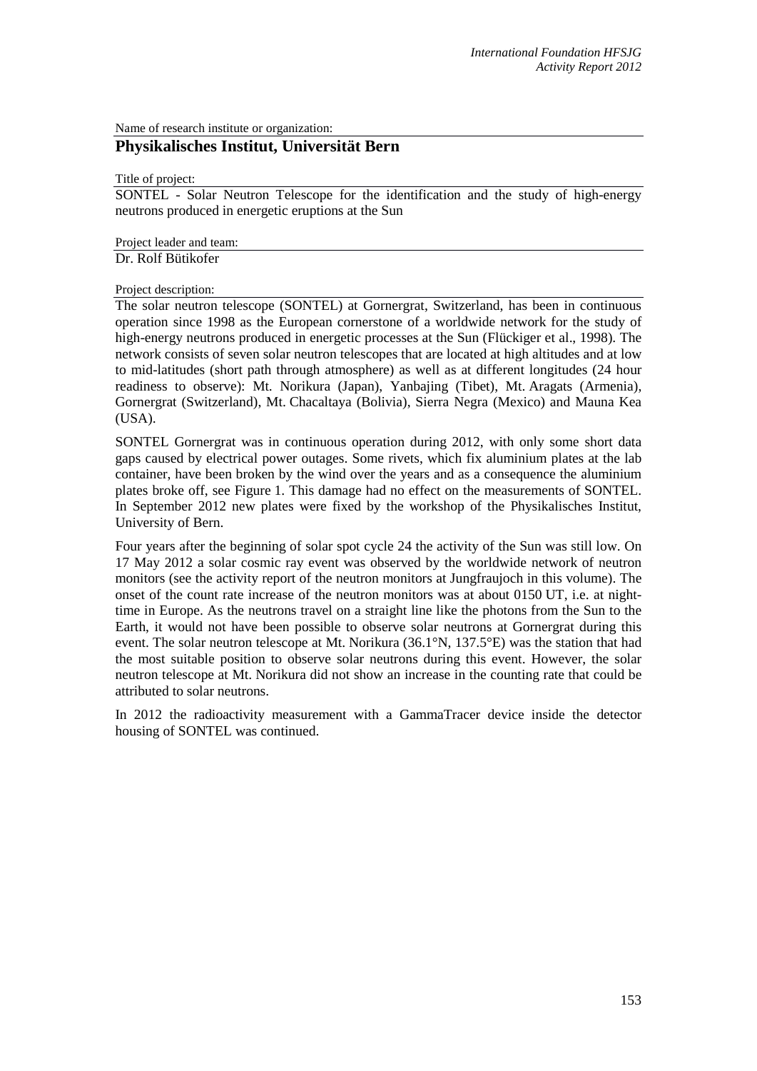Name of research institute or organization:

## Physikalisches Institut, Universität Bern

Title of project:

SONTEL - Solar Neutron Telescope for the identification and the study of high-energy neutrons produced in energetic eruptions at the Sun

Project leader and team:

Dr. Rolf Bütikofer

Project description:

The solar neutron telescope (SONTEL) at Gornergrat, Switzerland, has been in continuous operation since 1998 as the European cornerstone of a worldwide network for the study of high-energy neutrons produced in energetic processes at the Sun (Flückiger et al., 1998). The network consists of seven solar neutron telescopes that are located at high altitudes and at low to mid-latitudes (short path through atmosphere) as well as at different longitudes (24 hour readiness to observe): Mt. Norikura (Japan), Yanbajing (Tibet), Mt. Aragats (Armenia), Gornergrat (Switzerland), Mt. Chacaltaya (Bolivia), Sierra Negra (Mexico) and Mauna Kea (USA).

SONTEL Gornergrat was in continuous operation during 2012, with only some short data gaps caused by electrical power outages. Some rivets, which fix aluminium plates at the lab container, have been broken by the wind over the years and as a consequence the aluminium plates broke off, see Figure 1. This damage had no effect on the measurements of SONTEL. In September 2012 new plates were fixed by the workshop of the Physikalisches Institut, University of Bern.

Four years after the beginning of solar spot cycle 24 the activity of the Sun was still low. On 17 May 2012 a solar cosmic ray event was observed by the worldwide network of neutron monitors (see the activity report of the neutron monitors at Jungfraujoch in this volume). The onset of the count rate increase of the neutron monitors was at about 0150 UT, i.e. at night-time in Europe. As the neutrons travel on a straight line like the photons from the Sun to the Earth, it would not have been possible to observe solar neutrons at Gornergrat during this event. The solar neutron telescope at Mt. Norikura (36.1°N, 137.5°E) was the station that had the most suitable position to observe solar neutrons during this event. However, the solar neutron telescope at Mt. Norikura did not show an increase in the counting rate that could be attributed to solar neutrons.

In 2012 the radioactivity measurement with a GammaTracer device inside the detector housing of SONTEL was continued.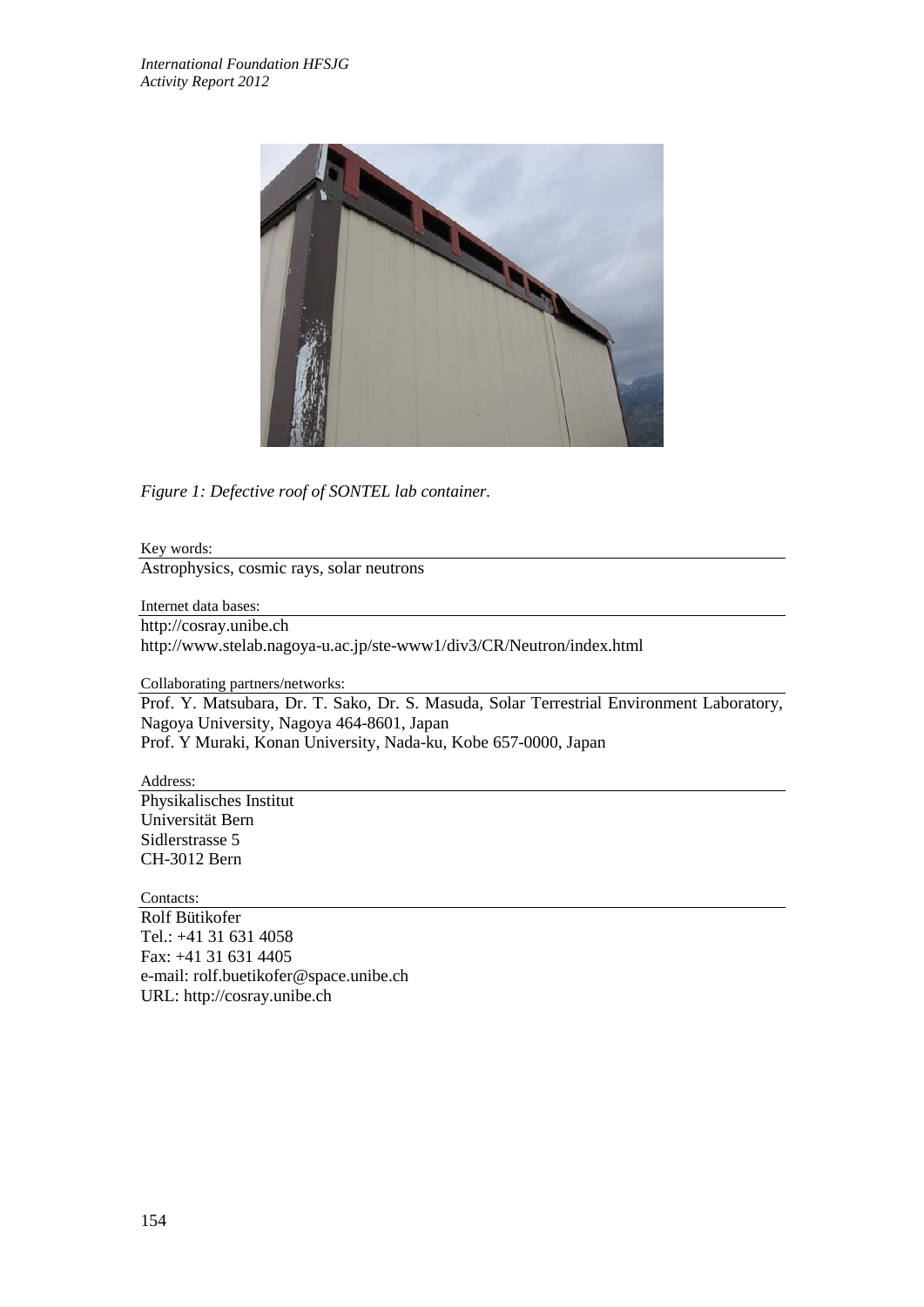*Figure 1: Defective roof of SONTEL lab container.*

Key words:

Astrophysics, cosmic rays, solar neutrons

Internet data bases:

http://cosray.unibe.ch
http://www.stelab.nagoya-u.ac.jp/ste-www1/div3/CR/Neutron/index.html

Collaborating partners/networks:

Prof. Y. Matsubara, Dr. T. Sako, Dr. S. Masuda, Solar Terrestrial Environment Laboratory, Nagoya University, Nagoya 464-8601, Japan
Prof. Y Muraki, Konan University, Nada-ku, Kobe 657-0000, Japan

Address:

Physikalisches Institut
Universität Bern
Sidlerstrasse 5
CH-3012 Bern

Contacts:

Rolf Bütikofer
Tel.: +41 31 631 4058
Fax: +41 31 631 4405
e-mail: rolf.buetikofer@space.unibe.ch
URL: http://cosray.unibe.ch